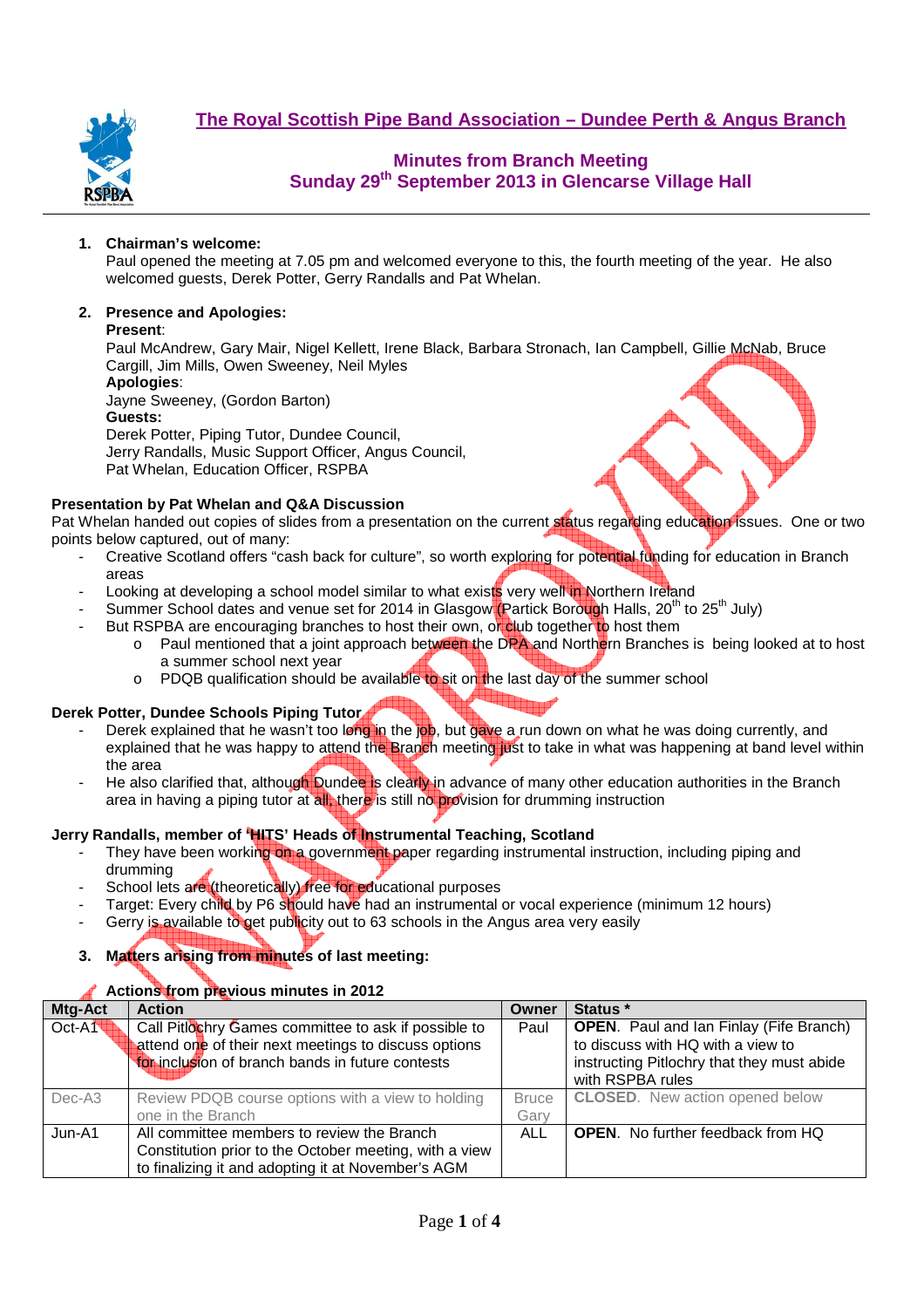# The Royal Scottish Pipe Band Association – Dundee Perth & Angus Branch

## Minutes from Branch Meeting
## Sunday 29th September 2013 in Glencarse Village Hall

1. **Chairman's welcome:**
   Paul opened the meeting at 7.05 pm and welcomed everyone to this, the fourth meeting of the year. He also welcomed guests, Derek Potter, Gerry Randalls and Pat Whelan.

2. **Presence and Apologies:**
   **Present**:
   Paul McAndrew, Gary Mair, Nigel Kellett, Irene Black, Barbara Stronach, Ian Campbell, Gillie McNab, Bruce Cargill, Jim Mills, Owen Sweeney, Neil Myles
   **Apologies**:
   Jayne Sweeney, (Gordon Barton)
   **Guests:**
   Derek Potter, Piping Tutor, Dundee Council,
   Jerry Randalls, Music Support Officer, Angus Council,
   Pat Whelan, Education Officer, RSPBA

**Presentation by Pat Whelan and Q&A Discussion**

Pat Whelan handed out copies of slides from a presentation on the current status regarding education issues. One or two points below captured, out of many:

- Creative Scotland offers "cash back for culture", so worth exploring for potential funding for education in Branch areas
- Looking at developing a school model similar to what exists very well in Northern Ireland
- Summer School dates and venue set for 2014 in Glasgow (Partick Borough Halls, 20th to 25th July)
- But RSPBA are encouraging branches to host their own, or club together to host them
  - Paul mentioned that a joint approach between the DPA and Northern Branches is being looked at to host a summer school next year
  - PDQB qualification should be available to sit on the last day of the summer school

**Derek Potter, Dundee Schools Piping Tutor**

- Derek explained that he wasn't too long in the job, but gave a run down on what he was doing currently, and explained that he was happy to attend the Branch meeting just to take in what was happening at band level within the area
- He also clarified that, although Dundee is clearly in advance of many other education authorities in the Branch area in having a piping tutor at all, there is still no provision for drumming instruction

**Jerry Randalls, member of 'HITS' Heads of Instrumental Teaching, Scotland**

- They have been working on a government paper regarding instrumental instruction, including piping and drumming
- School lets are (theoretically) free for educational purposes
- Target: Every child by P6 should have had an instrumental or vocal experience (minimum 12 hours)
- Gerry is available to get publicity out to 63 schools in the Angus area very easily

3. **Matters arising from minutes of last meeting:**

**Actions from previous minutes in 2012**

| Mtg-Act | Action | Owner | Status * |
|---|---|---|---|
| Oct-A1 | Call Pitlochry Games committee to ask if possible to attend one of their next meetings to discuss options for inclusion of branch bands in future contests | Paul | **OPEN**. Paul and Ian Finlay (Fife Branch) to discuss with HQ with a view to instructing Pitlochry that they must abide with RSPBA rules |
| Dec-A3 | Review PDQB course options with a view to holding one in the Branch | Bruce Gary | **CLOSED**. New action opened below |
| Jun-A1 | All committee members to review the Branch Constitution prior to the October meeting, with a view to finalizing it and adopting it at November's AGM | ALL | **OPEN**. No further feedback from HQ |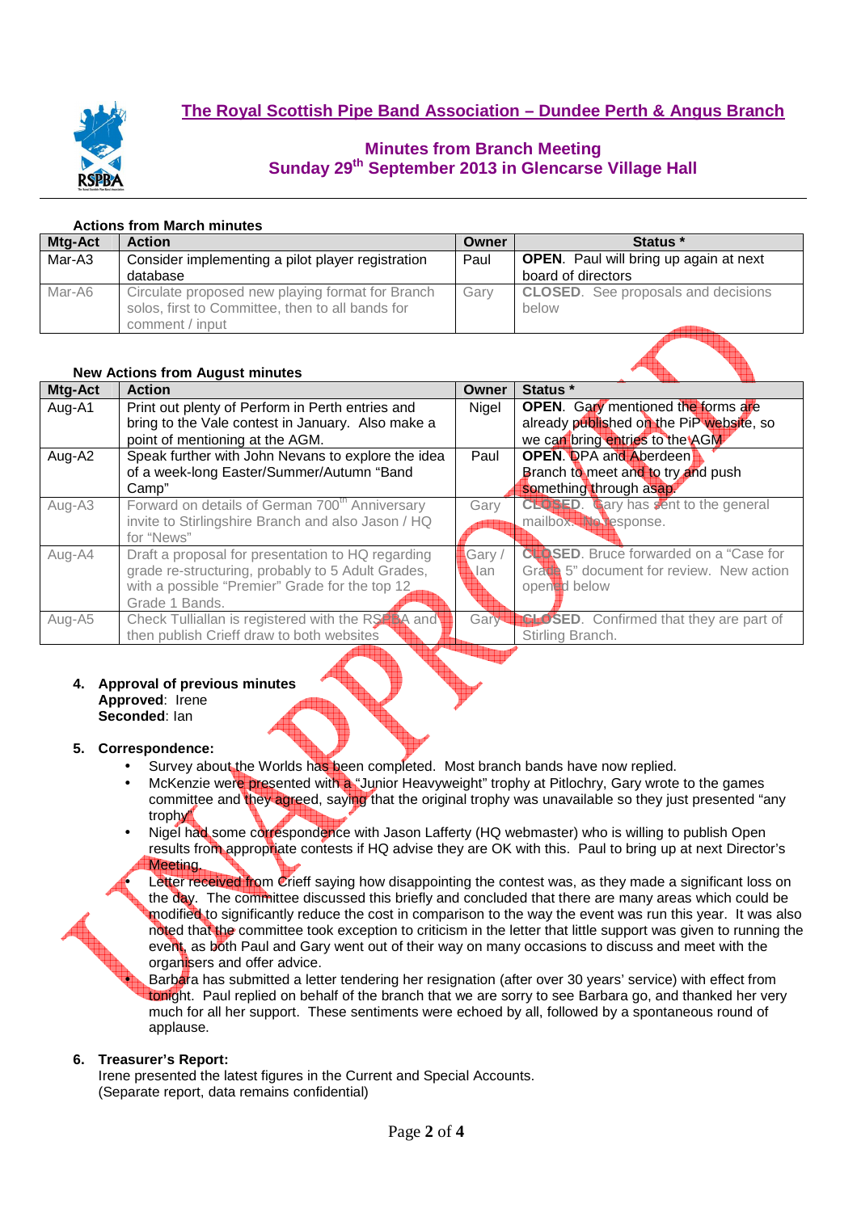## The Royal Scottish Pipe Band Association – Dundee Perth & Angus Branch

### Minutes from Branch Meeting
### Sunday 29th September 2013 in Glencarse Village Hall

**Actions from March minutes**

| Mtg-Act | Action | Owner | Status * |
|---|---|---|---|
| Mar-A3 | Consider implementing a pilot player registration database | Paul | **OPEN**. Paul will bring up again at next board of directors |
| Mar-A6 | Circulate proposed new playing format for Branch solos, first to Committee, then to all bands for comment / input | Gary | **CLOSED**. See proposals and decisions below |

**New Actions from August minutes**

| Mtg-Act | Action | Owner | Status * |
|---|---|---|---|
| Aug-A1 | Print out plenty of Perform in Perth entries and bring to the Vale contest in January. Also make a point of mentioning at the AGM. | Nigel | **OPEN**. Gary mentioned the forms are already published on the PiP website, so we can bring entries to the AGM |
| Aug-A2 | Speak further with John Nevans to explore the idea of a week-long Easter/Summer/Autumn "Band Camp" | Paul | **OPEN**. DPA and Aberdeen Branch to meet and to try and push something through asap. |
| Aug-A3 | Forward on details of German 700th Anniversary invite to Stirlingshire Branch and also Jason / HQ for "News" | Gary | **CLOSED**. Gary has sent to the general mailbox. No response. |
| Aug-A4 | Draft a proposal for presentation to HQ regarding grade re-structuring, probably to 5 Adult Grades, with a possible "Premier" Grade for the top 12 Grade 1 Bands. | Gary / Ian | **CLOSED**. Bruce forwarded on a "Case for Grade 5" document for review. New action opened below |
| Aug-A5 | Check Tulliallan is registered with the RSPBA and then publish Crieff draw to both websites | Gary | **CLOSED**. Confirmed that they are part of Stirling Branch. |

**4. Approval of previous minutes**
**Approved**: Irene
**Seconded**: Ian

**5. Correspondence:**

- Survey about the Worlds has been completed. Most branch bands have now replied.
- McKenzie were presented with a "Junior Heavyweight" trophy at Pitlochry, Gary wrote to the games committee and they agreed, saying that the original trophy was unavailable so they just presented "any trophy"
- Nigel had some correspondence with Jason Lafferty (HQ webmaster) who is willing to publish Open results from appropriate contests if HQ advise they are OK with this. Paul to bring up at next Director's Meeting.
- Letter received from Crieff saying how disappointing the contest was, as they made a significant loss on the day. The committee discussed this briefly and concluded that there are many areas which could be modified to significantly reduce the cost in comparison to the way the event was run this year. It was also noted that the committee took exception to criticism in the letter that little support was given to running the event, as both Paul and Gary went out of their way on many occasions to discuss and meet with the organisers and offer advice.
- Barbara has submitted a letter tendering her resignation (after over 30 years' service) with effect from tonight. Paul replied on behalf of the branch that we are sorry to see Barbara go, and thanked her very much for all her support. These sentiments were echoed by all, followed by a spontaneous round of applause.

**6. Treasurer's Report:**
Irene presented the latest figures in the Current and Special Accounts.
(Separate report, data remains confidential)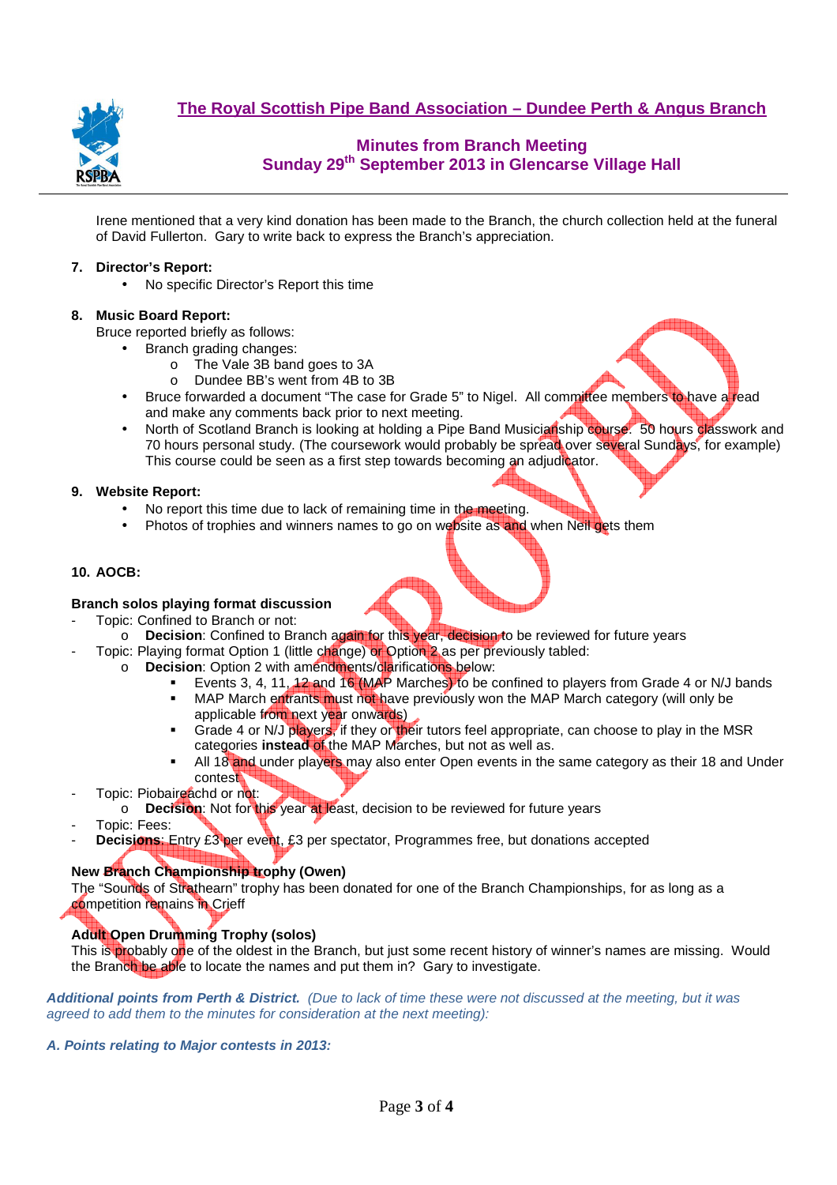Irene mentioned that a very kind donation has been made to the Branch, the church collection held at the funeral of David Fullerton. Gary to write back to express the Branch's appreciation.

### 7. Director's Report:

- No specific Director's Report this time

### 8. Music Board Report:

Bruce reported briefly as follows:

- Branch grading changes:
  - The Vale 3B band goes to 3A
  - Dundee BB's went from 4B to 3B
- Bruce forwarded a document "The case for Grade 5" to Nigel. All committee members to have a read and make any comments back prior to next meeting.
- North of Scotland Branch is looking at holding a Pipe Band Musicianship course. 50 hours classwork and 70 hours personal study. (The coursework would probably be spread over several Sundays, for example) This course could be seen as a first step towards becoming an adjudicator.

### 9. Website Report:

- No report this time due to lack of remaining time in the meeting.
- Photos of trophies and winners names to go on website as and when Neil gets them

### 10. AOCB:

**Branch solos playing format discussion**

- Topic: Confined to Branch or not:
  - **Decision**: Confined to Branch again for this year, decision to be reviewed for future years
- Topic: Playing format Option 1 (little change) or Option 2 as per previously tabled:
  - **Decision**: Option 2 with amendments/clarifications below:
    - Events 3, 4, 11, 12 and 16 (MAP Marches) to be confined to players from Grade 4 or N/J bands
    - MAP March entrants must not have previously won the MAP March category (will only be applicable from next year onwards)
    - Grade 4 or N/J players, if they or their tutors feel appropriate, can choose to play in the MSR categories **instead** of the MAP Marches, but not as well as.
    - All 18 and under players may also enter Open events in the same category as their 18 and Under contest
- Topic: Piobaireachd or not:
  - **Decision**: Not for this year at least, decision to be reviewed for future years
- Topic: Fees:
- **Decisions**: Entry £3 per event, £3 per spectator, Programmes free, but donations accepted

**New Branch Championship trophy (Owen)**

The "Sounds of Strathearn" trophy has been donated for one of the Branch Championships, for as long as a competition remains in Crieff

**Adult Open Drumming Trophy (solos)**

This is probably one of the oldest in the Branch, but just some recent history of winner's names are missing. Would the Branch be able to locate the names and put them in? Gary to investigate.

***Additional points from Perth & District.*** *(Due to lack of time these were not discussed at the meeting, but it was agreed to add them to the minutes for consideration at the next meeting):*

***A. Points relating to Major contests in 2013:***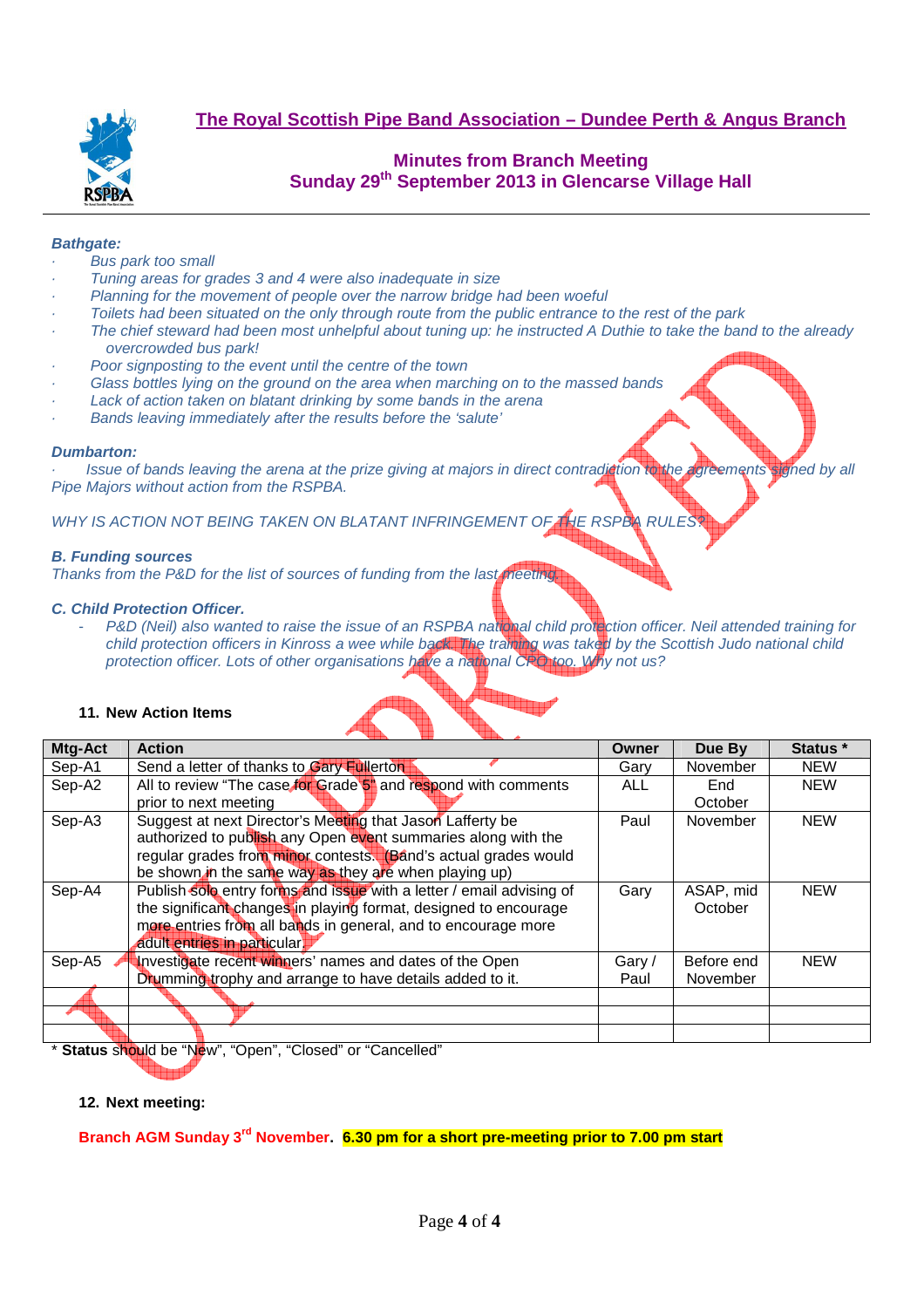# The Royal Scottish Pipe Band Association – Dundee Perth & Angus Branch

## Minutes from Branch Meeting
## Sunday 29th September 2013 in Glencarse Village Hall

***Bathgate:***

- *Bus park too small*
- *Tuning areas for grades 3 and 4 were also inadequate in size*
- *Planning for the movement of people over the narrow bridge had been woeful*
- *Toilets had been situated on the only through route from the public entrance to the rest of the park*
- *The chief steward had been most unhelpful about tuning up: he instructed A Duthie to take the band to the already overcrowded bus park!*
- *Poor signposting to the event until the centre of the town*
- *Glass bottles lying on the ground on the area when marching on to the massed bands*
- *Lack of action taken on blatant drinking by some bands in the arena*
- *Bands leaving immediately after the results before the 'salute'*

***Dumbarton:***

- *Issue of bands leaving the arena at the prize giving at majors in direct contradiction to the agreements signed by all Pipe Majors without action from the RSPBA.*

*WHY IS ACTION NOT BEING TAKEN ON BLATANT INFRINGEMENT OF THE RSPBA RULES?*

***B. Funding sources***

*Thanks from the P&D for the list of sources of funding from the last meeting.*

***C. Child Protection Officer.***

- *P&D (Neil) also wanted to raise the issue of an RSPBA national child protection officer. Neil attended training for child protection officers in Kinross a wee while back. The training was taken by the Scottish Judo national child protection officer. Lots of other organisations have a national CPO too. Why not us?*

**11. New Action Items**

| Mtg-Act | Action | Owner | Due By | Status * |
|---|---|---|---|---|
| Sep-A1 | Send a letter of thanks to Gary Fullerton | Gary | November | NEW |
| Sep-A2 | All to review "The case for Grade 5" and respond with comments prior to next meeting | ALL | End October | NEW |
| Sep-A3 | Suggest at next Director's Meeting that Jason Lafferty be authorized to publish any Open event summaries along with the regular grades from minor contests. (Band's actual grades would be shown in the same way as they are when playing up) | Paul | November | NEW |
| Sep-A4 | Publish solo entry forms and issue with a letter / email advising of the significant changes in playing format, designed to encourage more entries from all bands in general, and to encourage more adult entries in particular. | Gary | ASAP, mid October | NEW |
| Sep-A5 | Investigate recent winners' names and dates of the Open Drumming trophy and arrange to have details added to it. | Gary / Paul | Before end November | NEW |
| | | | | |
| | | | | |
| | | | | |

\* **Status** should be "New", "Open", "Closed" or "Cancelled"

**12. Next meeting:**

**Branch AGM Sunday 3rd November. 6.30 pm for a short pre-meeting prior to 7.00 pm start**

UNAPPROVED